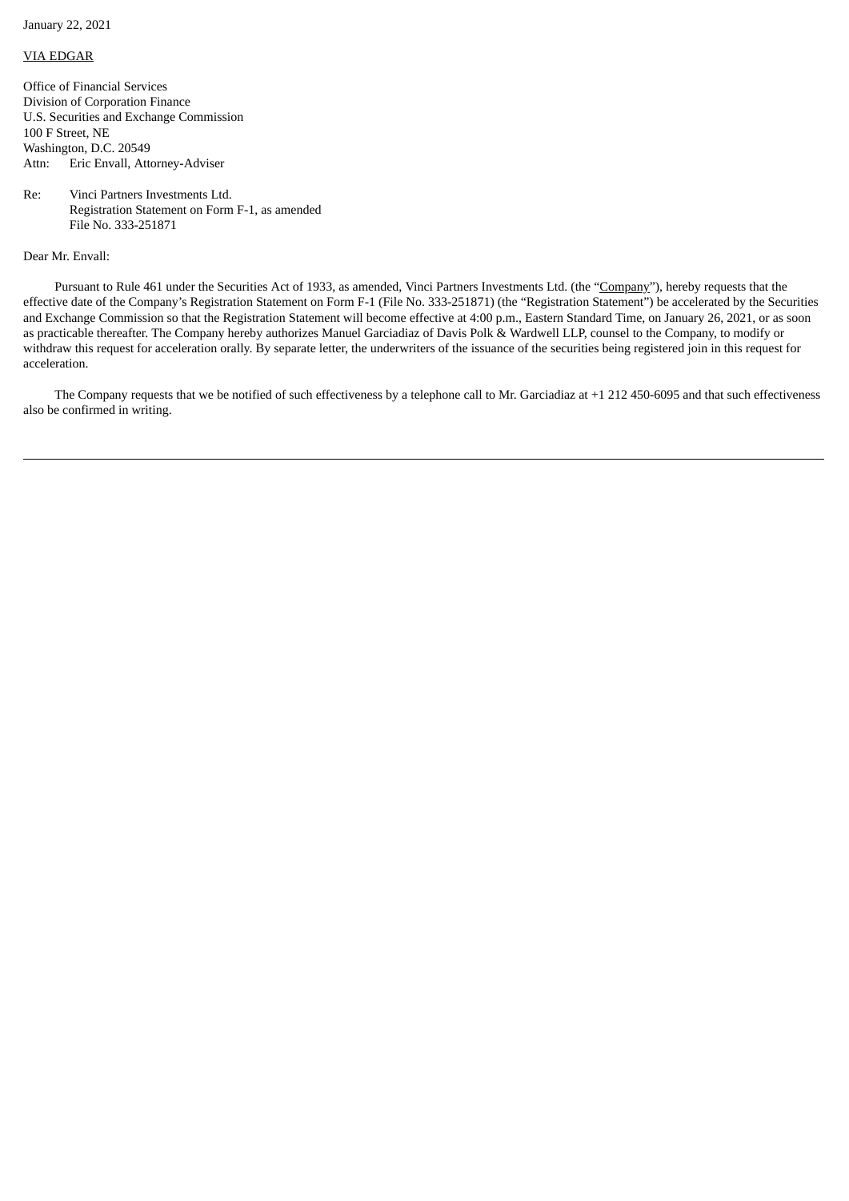January 22, 2021

VIA EDGAR

Office of Financial Services
Division of Corporation Finance
U.S. Securities and Exchange Commission
100 F Street, NE
Washington, D.C. 20549
Attn: Eric Envall, Attorney-Adviser

Re: Vinci Partners Investments Ltd.
Registration Statement on Form F-1, as amended
File No. 333-251871

Dear Mr. Envall:

Pursuant to Rule 461 under the Securities Act of 1933, as amended, Vinci Partners Investments Ltd. (the "Company"), hereby requests that the effective date of the Company's Registration Statement on Form F-1 (File No. 333-251871) (the "Registration Statement") be accelerated by the Securities and Exchange Commission so that the Registration Statement will become effective at 4:00 p.m., Eastern Standard Time, on January 26, 2021, or as soon as practicable thereafter. The Company hereby authorizes Manuel Garciadiaz of Davis Polk & Wardwell LLP, counsel to the Company, to modify or withdraw this request for acceleration orally. By separate letter, the underwriters of the issuance of the securities being registered join in this request for acceleration.

The Company requests that we be notified of such effectiveness by a telephone call to Mr. Garciadiaz at +1 212 450-6095 and that such effectiveness also be confirmed in writing.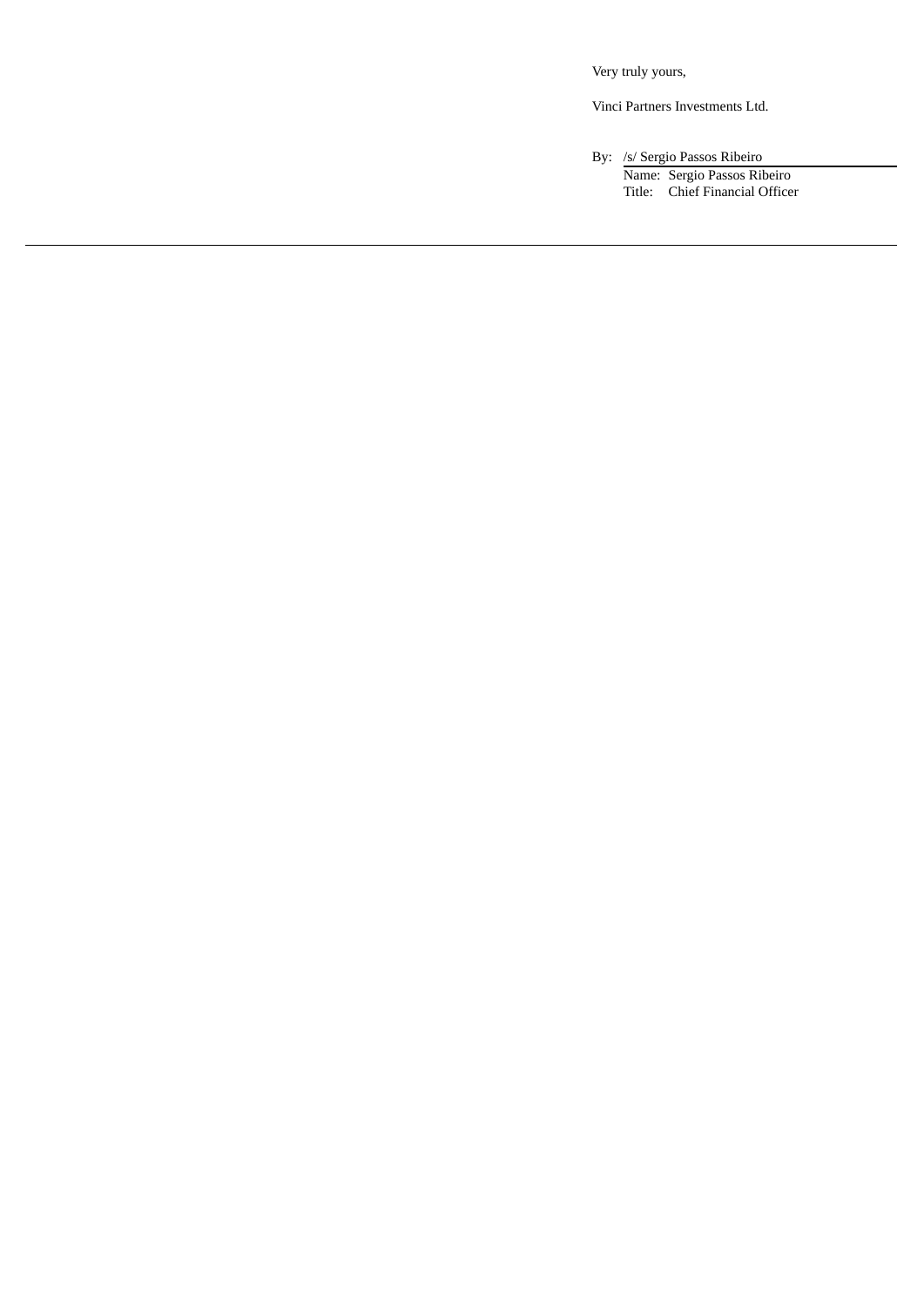Very truly yours,

Vinci Partners Investments Ltd.

By: /s/ Sergio Passos Ribeiro

Name: Sergio Passos Ribeiro

Title: Chief Financial Officer